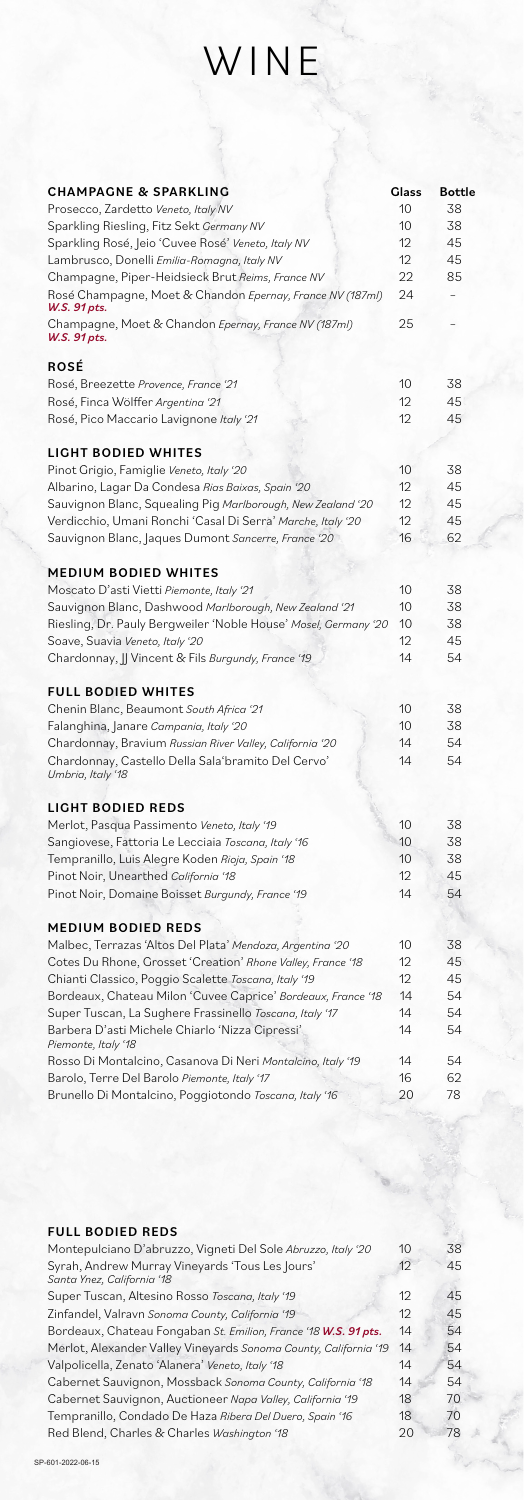# WINE

| CHAMPAGNE & SPARKLING | Glass | Bottle |
|---|---|---|
| Prosecco, Zardetto *Veneto, Italy NV* | 10 | 38 |
| Sparkling Riesling, Fitz Sekt *Germany NV* | 10 | 38 |
| Sparkling Rosé, Jeio 'Cuvee Rosé' *Veneto, Italy NV* | 12 | 45 |
| Lambrusco, Donelli *Emilia-Romagna, Italy NV* | 12 | 45 |
| Champagne, Piper-Heidsieck Brut *Reims, France NV* | 22 | 85 |
| Rosé Champagne, Moet & Chandon *Epernay, France NV (187ml)* ***W.S. 91 pts.*** | 24 | – |
| Champagne, Moet & Chandon *Epernay, France NV (187ml)* ***W.S. 91 pts.*** | 25 | – |

| ROSÉ | Glass | Bottle |
|---|---|---|
| Rosé, Breezette *Provence, France '21* | 10 | 38 |
| Rosé, Finca Wölffer *Argentina '21* | 12 | 45 |
| Rosé, Pico Maccario Lavignone *Italy '21* | 12 | 45 |

| LIGHT BODIED WHITES | Glass | Bottle |
|---|---|---|
| Pinot Grigio, Famiglie *Veneto, Italy '20* | 10 | 38 |
| Albarino, Lagar Da Condesa *Rias Baixas, Spain '20* | 12 | 45 |
| Sauvignon Blanc, Squealing Pig *Marlborough, New Zealand '20* | 12 | 45 |
| Verdicchio, Umani Ronchi 'Casal Di Serra' *Marche, Italy '20* | 12 | 45 |
| Sauvignon Blanc, Jaques Dumont *Sancerre, France '20* | 16 | 62 |

| MEDIUM BODIED WHITES | Glass | Bottle |
|---|---|---|
| Moscato D'asti Vietti *Piemonte, Italy '21* | 10 | 38 |
| Sauvignon Blanc, Dashwood *Marlborough, New Zealand '21* | 10 | 38 |
| Riesling, Dr. Pauly Bergweiler 'Noble House' *Mosel, Germany '20* | 10 | 38 |
| Soave, Suavia *Veneto, Italy '20* | 12 | 45 |
| Chardonnay, JJ Vincent & Fils *Burgundy, France '19* | 14 | 54 |

| FULL BODIED WHITES | Glass | Bottle |
|---|---|---|
| Chenin Blanc, Beaumont *South Africa '21* | 10 | 38 |
| Falanghina, Janare *Campania, Italy '20* | 10 | 38 |
| Chardonnay, Bravium *Russian River Valley, California '20* | 14 | 54 |
| Chardonnay, Castello Della Sala'bramito Del Cervo' *Umbria, Italy '18* | 14 | 54 |

| LIGHT BODIED REDS | Glass | Bottle |
|---|---|---|
| Merlot, Pasqua Passimento *Veneto, Italy '19* | 10 | 38 |
| Sangiovese, Fattoria Le Lecciaia *Toscana, Italy '16* | 10 | 38 |
| Tempranillo, Luis Alegre Koden *Rioja, Spain '18* | 10 | 38 |
| Pinot Noir, Unearthed *California '18* | 12 | 45 |
| Pinot Noir, Domaine Boisset *Burgundy, France '19* | 14 | 54 |

| MEDIUM BODIED REDS | Glass | Bottle |
|---|---|---|
| Malbec, Terrazas 'Altos Del Plata' *Mendoza, Argentina '20* | 10 | 38 |
| Cotes Du Rhone, Grosset 'Creation' *Rhone Valley, France '18* | 12 | 45 |
| Chianti Classico, Poggio Scalette *Toscana, Italy '19* | 12 | 45 |
| Bordeaux, Chateau Milon 'Cuvee Caprice' *Bordeaux, France '18* | 14 | 54 |
| Super Tuscan, La Sughere Frassinello *Toscana, Italy '17* | 14 | 54 |
| Barbera D'asti Michele Chiarlo 'Nizza Cipressi' *Piemonte, Italy '18* | 14 | 54 |
| Rosso Di Montalcino, Casanova Di Neri *Montalcino, Italy '19* | 14 | 54 |
| Barolo, Terre Del Barolo *Piemonte, Italy '17* | 16 | 62 |
| Brunello Di Montalcino, Poggiotondo *Toscana, Italy '16* | 20 | 78 |

| FULL BODIED REDS | Glass | Bottle |
|---|---|---|
| Montepulciano D'abruzzo, Vigneti Del Sole *Abruzzo, Italy '20* | 10 | 38 |
| Syrah, Andrew Murray Vineyards 'Tous Les Jours' *Santa Ynez, California '18* | 12 | 45 |
| Super Tuscan, Altesino Rosso *Toscana, Italy '19* | 12 | 45 |
| Zinfandel, Valravn *Sonoma County, California '19* | 12 | 45 |
| Bordeaux, Chateau Fongaban *St. Emilion, France '18* ***W.S. 91 pts.*** | 14 | 54 |
| Merlot, Alexander Valley Vineyards *Sonoma County, California '19* | 14 | 54 |
| Valpolicella, Zenato 'Alanera' *Veneto, Italy '18* | 14 | 54 |
| Cabernet Sauvignon, Mossback *Sonoma County, California '18* | 14 | 54 |
| Cabernet Sauvignon, Auctioneer *Napa Valley, California '19* | 18 | 70 |
| Tempranillo, Condado De Haza *Ribera Del Duero, Spain '16* | 18 | 70 |
| Red Blend, Charles & Charles *Washington '18* | 20 | 78 |

SP-601-2022-06-15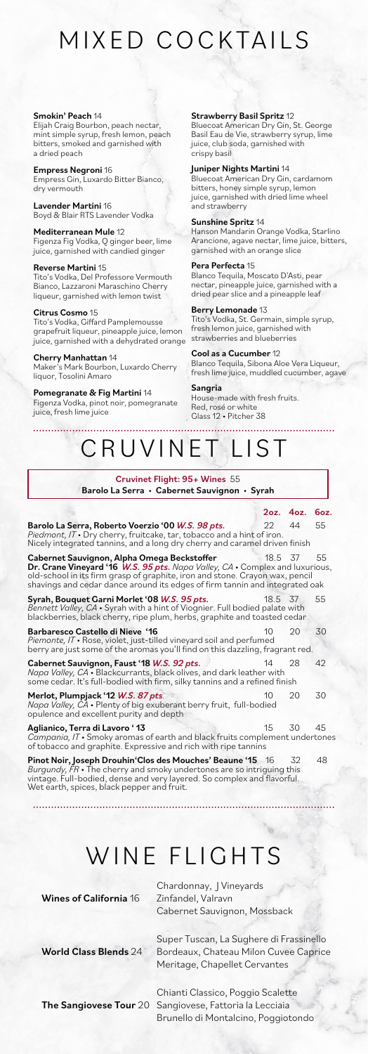# MIXED COCKTAILS

**Smokin' Peach** 14
Elijah Craig Bourbon, peach nectar, mint simple syrup, fresh lemon, peach bitters, smoked and garnished with a dried peach

**Empress Negroni** 16
Empress Gin, Luxardo Bitter Bianco, dry vermouth

**Lavender Martini** 16
Boyd & Blair RTS Lavender Vodka

**Mediterranean Mule** 12
Figenza Fig Vodka, Q ginger beer, lime juice, garnished with candied ginger

**Reverse Martini** 15
Tito's Vodka, Del Professore Vermouth Bianco, Lazzaroni Maraschino Cherry liqueur, garnished with lemon twist

**Citrus Cosmo** 15
Tito's Vodka, Giffard Pamplemousse grapefruit liqueur, pineapple juice, lemon juice, garnished with a dehydrated orange

**Cherry Manhattan** 14
Maker's Mark Bourbon, Luxardo Cherry liquor, Tosolini Amaro

**Pomegranate & Fig Martini** 14
Figenza Vodka, pinot noir, pomegranate juice, fresh lime juice

**Strawberry Basil Spritz** 12
Bluecoat American Dry Gin, St. George Basil Eau de Vie, strawberry syrup, lime juice, club soda, garnished with crispy basil

**Juniper Nights Martini** 14
Bluecoat American Dry Gin, cardamom bitters, honey simple syrup, lemon juice, garnished with dried lime wheel and strawberry

**Sunshine Spritz** 14
Hanson Mandarin Orange Vodka, Starlino Arancione, agave nectar, lime juice, bitters, garnished with an orange slice

**Pera Perfecta** 15
Blanco Tequila, Moscato D'Asti, pear nectar, pineapple juice, garnished with a dried pear slice and a pineapple leaf

**Berry Lemonade** 13
Tito's Vodka, St. Germain, simple syrup, fresh lemon juice, garnished with strawberries and blueberries

**Cool as a Cucumber** 12
Blanco Tequila, Sibona Aloe Vera Liqueur, fresh lime juice, muddled cucumber, agave

**Sangria**
House-made with fresh fruits.
Red, rosé or white
Glass 12 • Pitcher 38

# CRUVINET LIST

**Cruvinet Flight: 95+ Wines** 55
**Barolo La Serra • Cabernet Sauvignon • Syrah**

| | 2oz. | 4oz. | 6oz. |
|---|---|---|---|
| **Barolo La Serra, Roberto Voerzio '00** ***W.S. 98 pts.*** *Piedmont, IT* • Dry cherry, fruitcake, tar, tobacco and a hint of iron. Nicely integrated tannins, and a long dry cherry and caramel driven finish | 22 | 44 | 55 |
| **Cabernet Sauvignon, Alpha Omega Beckstoffer Dr. Crane Vineyard '16** ***W.S. 95 pts.*** *Napa Valley, CA* • Complex and luxurious, old-school in its firm grasp of graphite, iron and stone. Crayon wax, pencil shavings and cedar dance around its edges of firm tannin and integrated oak | 18.5 | 37 | 55 |
| **Syrah, Bouquet Garni Morlet '08** ***W.S. 95 pts.*** *Bennett Valley, CA* • Syrah with a hint of Viognier. Full bodied palate with blackberries, black cherry, ripe plum, herbs, graphite and toasted cedar | 18.5 | 37 | 55 |
| **Barbaresco Castello di Nieve '16** *Piemonte, IT* • Rose, violet, just-tilled vineyard soil and perfumed berry are just some of the aromas you'll find on this dazzling, fragrant red. | 10 | 20 | 30 |
| **Cabernet Sauvignon, Faust '18** ***W.S. 92 pts.*** *Napa Valley, CA* • Blackcurrants, black olives, and dark leather with some cedar. It's full-bodied with firm, silky tannins and a refined finish | 14 | 28 | 42 |
| **Merlot, Plumpjack '12** ***W.S. 87 pts.*** *Napa Valley, CA* • Plenty of big exuberant berry fruit, full-bodied opulence and excellent purity and depth | 10 | 20 | 30 |
| **Aglianico, Terra di Lavoro ' 13** *Campania, IT* • Smoky aromas of earth and black fruits complement undertones of tobacco and graphite. Expressive and rich with ripe tannins | 15 | 30 | 45 |
| **Pinot Noir, Joseph Drouhin'Clos des Mouches' Beaune '15** *Burgundy, FR* • The cherry and smoky undertones are so intriguing this vintage. Full-bodied, dense and very layered. So complex and flavorful. Wet earth, spices, black pepper and fruit. | 16 | 32 | 48 |

# WINE FLIGHTS

| | |
|---|---|
| **Wines of California** 16 | Chardonnay, J Vineyards<br>Zinfandel, Valravn<br>Cabernet Sauvignon, Mossback |
| **World Class Blends** 24 | Super Tuscan, La Sughere di Frassinello<br>Bordeaux, Chateau Milon Cuvee Caprice<br>Meritage, Chapellet Cervantes |
| **The Sangiovese Tour** 20 | Chianti Classico, Poggio Scalette<br>Sangiovese, Fattoria la Lecciaia<br>Brunello di Montalcino, Poggiotondo |